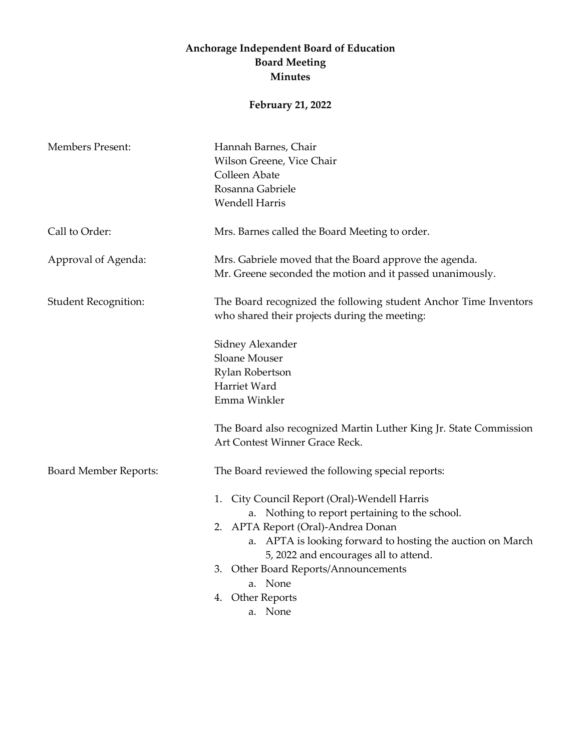# Anchorage Independent Board of Education
## Board Meeting
## Minutes

**February 21, 2022**

| | |
|---|---|
| Members Present: | Hannah Barnes, Chair<br>Wilson Greene, Vice Chair<br>Colleen Abate<br>Rosanna Gabriele<br>Wendell Harris |
| Call to Order: | Mrs. Barnes called the Board Meeting to order. |
| Approval of Agenda: | Mrs. Gabriele moved that the Board approve the agenda.<br>Mr. Greene seconded the motion and it passed unanimously. |
| Student Recognition: | The Board recognized the following student Anchor Time Inventors who shared their projects during the meeting:<br><br>Sidney Alexander<br>Sloane Mouser<br>Rylan Robertson<br>Harriet Ward<br>Emma Winkler<br><br>The Board also recognized Martin Luther King Jr. State Commission Art Contest Winner Grace Reck. |
| Board Member Reports: | The Board reviewed the following special reports: |

1. City Council Report (Oral)-Wendell Harris
   a. Nothing to report pertaining to the school.
2. APTA Report (Oral)-Andrea Donan
   a. APTA is looking forward to hosting the auction on March 5, 2022 and encourages all to attend.
3. Other Board Reports/Announcements
   a. None
4. Other Reports
   a. None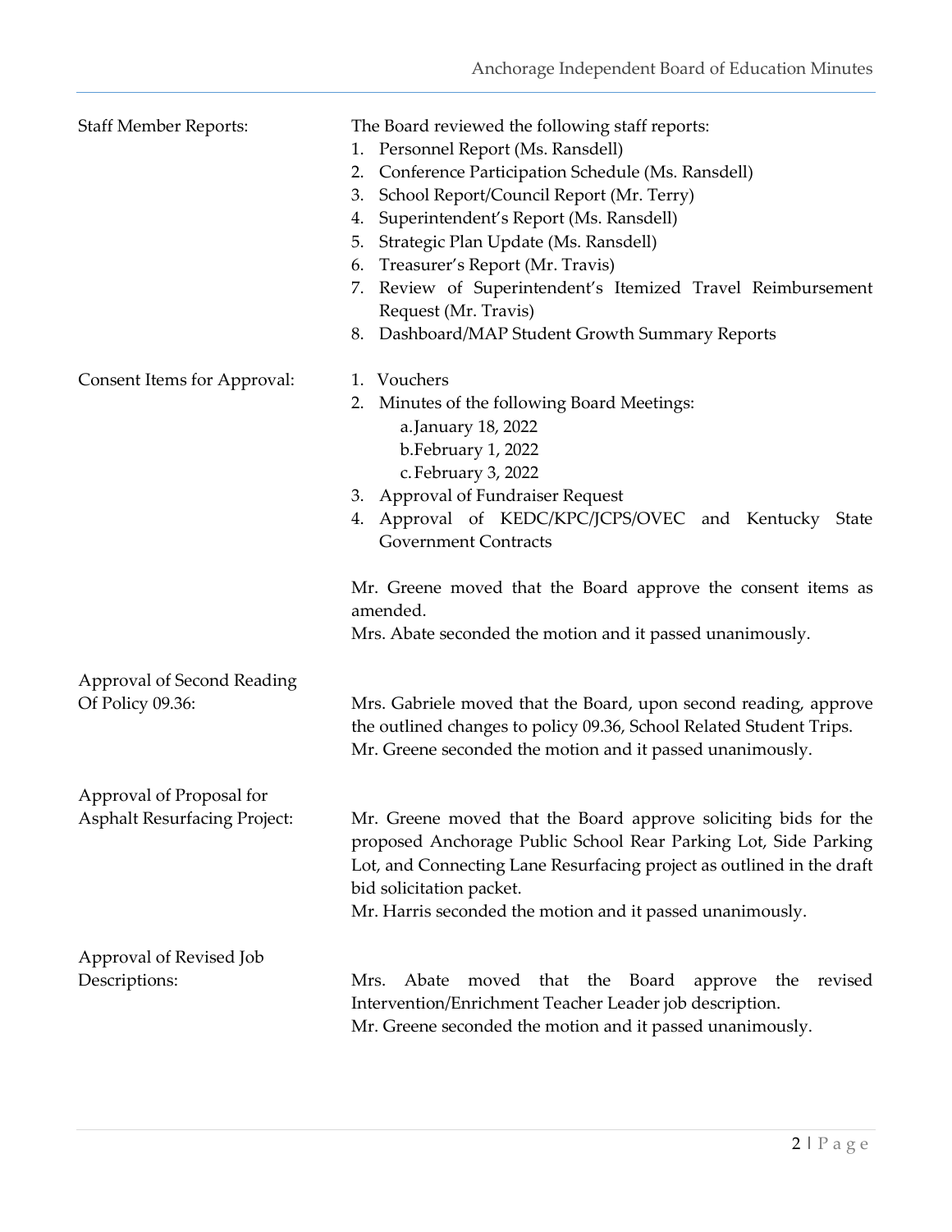**Staff Member Reports:**

The Board reviewed the following staff reports:

1. Personnel Report (Ms. Ransdell)
2. Conference Participation Schedule (Ms. Ransdell)
3. School Report/Council Report (Mr. Terry)
4. Superintendent's Report (Ms. Ransdell)
5. Strategic Plan Update (Ms. Ransdell)
6. Treasurer's Report (Mr. Travis)
7. Review of Superintendent's Itemized Travel Reimbursement Request (Mr. Travis)
8. Dashboard/MAP Student Growth Summary Reports

**Consent Items for Approval:**

1. Vouchers
2. Minutes of the following Board Meetings:
   a. January 18, 2022
   b. February 1, 2022
   c. February 3, 2022
3. Approval of Fundraiser Request
4. Approval of KEDC/KPC/JCPS/OVEC and Kentucky State Government Contracts

Mr. Greene moved that the Board approve the consent items as amended.
Mrs. Abate seconded the motion and it passed unanimously.

**Approval of Second Reading Of Policy 09.36:**

Mrs. Gabriele moved that the Board, upon second reading, approve the outlined changes to policy 09.36, School Related Student Trips.
Mr. Greene seconded the motion and it passed unanimously.

**Approval of Proposal for Asphalt Resurfacing Project:**

Mr. Greene moved that the Board approve soliciting bids for the proposed Anchorage Public School Rear Parking Lot, Side Parking Lot, and Connecting Lane Resurfacing project as outlined in the draft bid solicitation packet.
Mr. Harris seconded the motion and it passed unanimously.

**Approval of Revised Job Descriptions:**

Mrs. Abate moved that the Board approve the revised Intervention/Enrichment Teacher Leader job description.
Mr. Greene seconded the motion and it passed unanimously.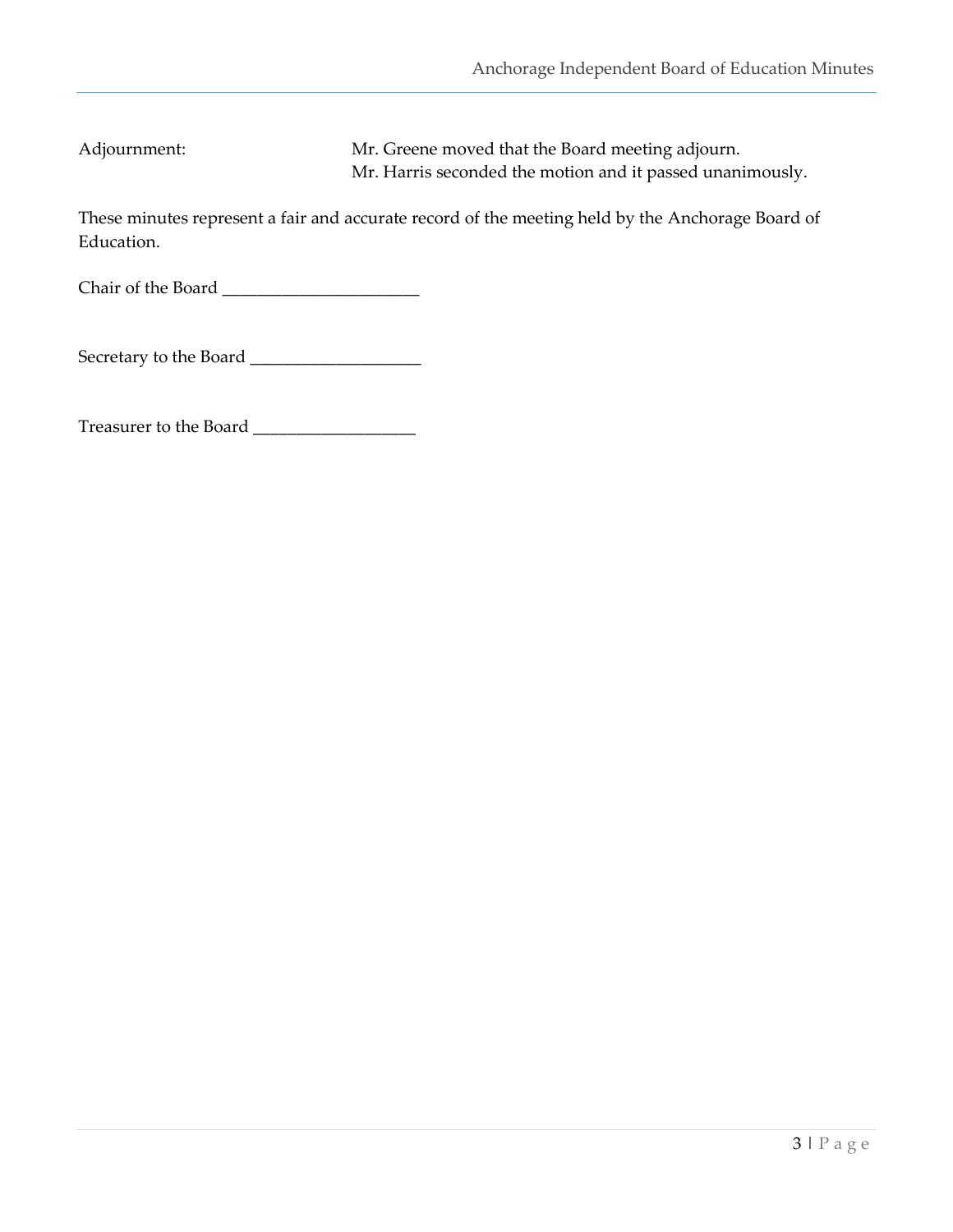Adjournment: Mr. Greene moved that the Board meeting adjourn.
Mr. Harris seconded the motion and it passed unanimously.

These minutes represent a fair and accurate record of the meeting held by the Anchorage Board of Education.

Chair of the Board ______________________

Secretary to the Board ___________________

Treasurer to the Board __________________